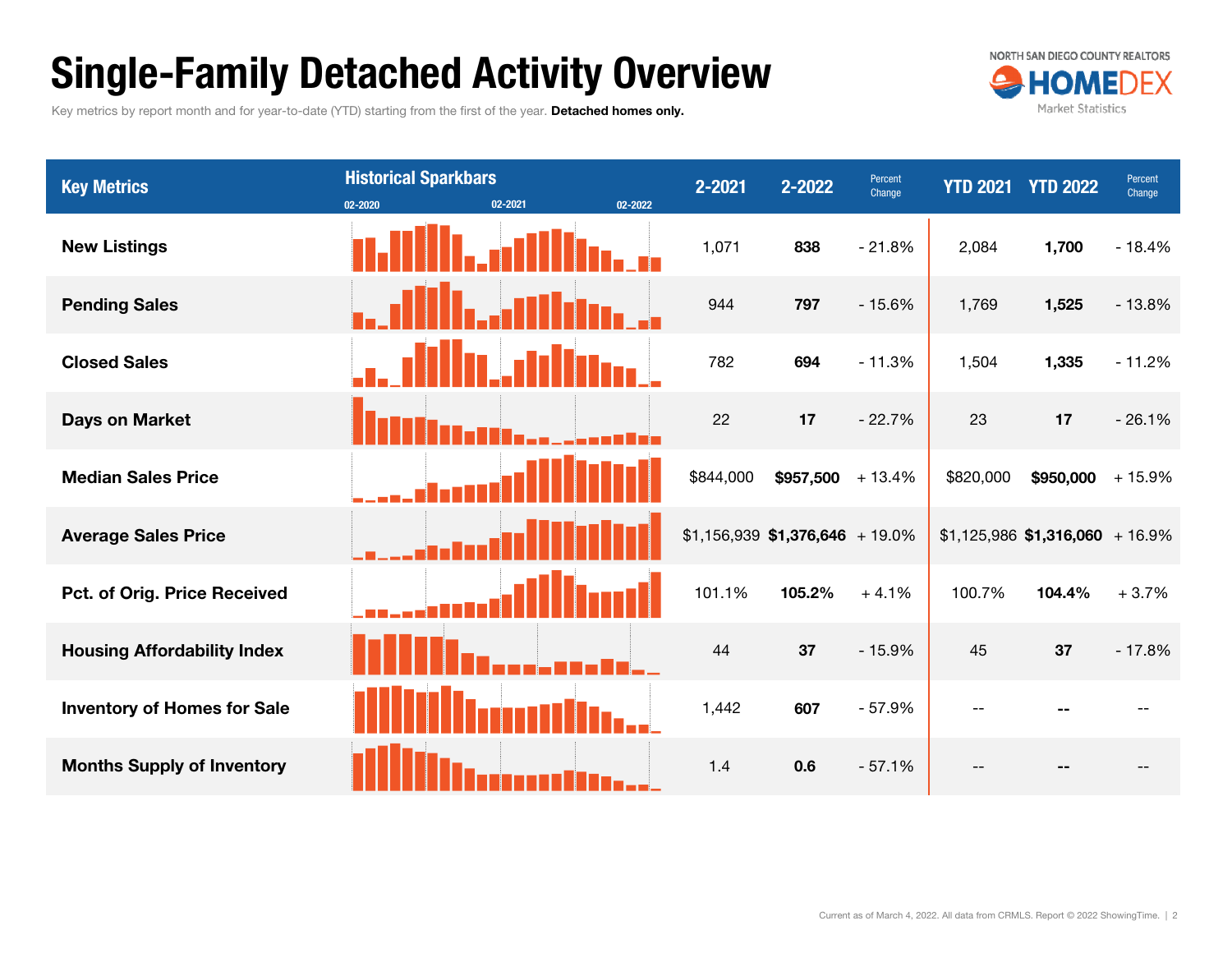# Single-Family Detached Activity Overview

Key metrics by report month and for year-to-date (YTD) starting from the first of the year. **Detached homes only.**

NORTH SAN DIEGO COUNTY REALTORS HOMEDEX Market Statistics

| Key Metrics | Historical Sparkbars (02-2020 – 02-2021 – 02-2022) | 2-2021 | 2-2022 | Percent Change | YTD 2021 | YTD 2022 | Percent Change |
|---|---|---|---|---|---|---|---|
| **New Listings** | | 1,071 | **838** | - 21.8% | 2,084 | **1,700** | - 18.4% |
| **Pending Sales** | | 944 | **797** | - 15.6% | 1,769 | **1,525** | - 13.8% |
| **Closed Sales** | | 782 | **694** | - 11.3% | 1,504 | **1,335** | - 11.2% |
| **Days on Market** | | 22 | **17** | - 22.7% | 23 | **17** | - 26.1% |
| **Median Sales Price** | | $844,000 | **$957,500** | + 13.4% | $820,000 | **$950,000** | + 15.9% |
| **Average Sales Price** | | $1,156,939 | **$1,376,646** | + 19.0% | $1,125,986 | **$1,316,060** | + 16.9% |
| **Pct. of Orig. Price Received** | | 101.1% | **105.2%** | + 4.1% | 100.7% | **104.4%** | + 3.7% |
| **Housing Affordability Index** | | 44 | **37** | - 15.9% | 45 | **37** | - 17.8% |
| **Inventory of Homes for Sale** | | 1,442 | **607** | - 57.9% | -- | **--** | -- |
| **Months Supply of Inventory** | | 1.4 | **0.6** | - 57.1% | -- | **--** | -- |

Current as of March 4, 2022. All data from CRMLS. Report © 2022 ShowingTime.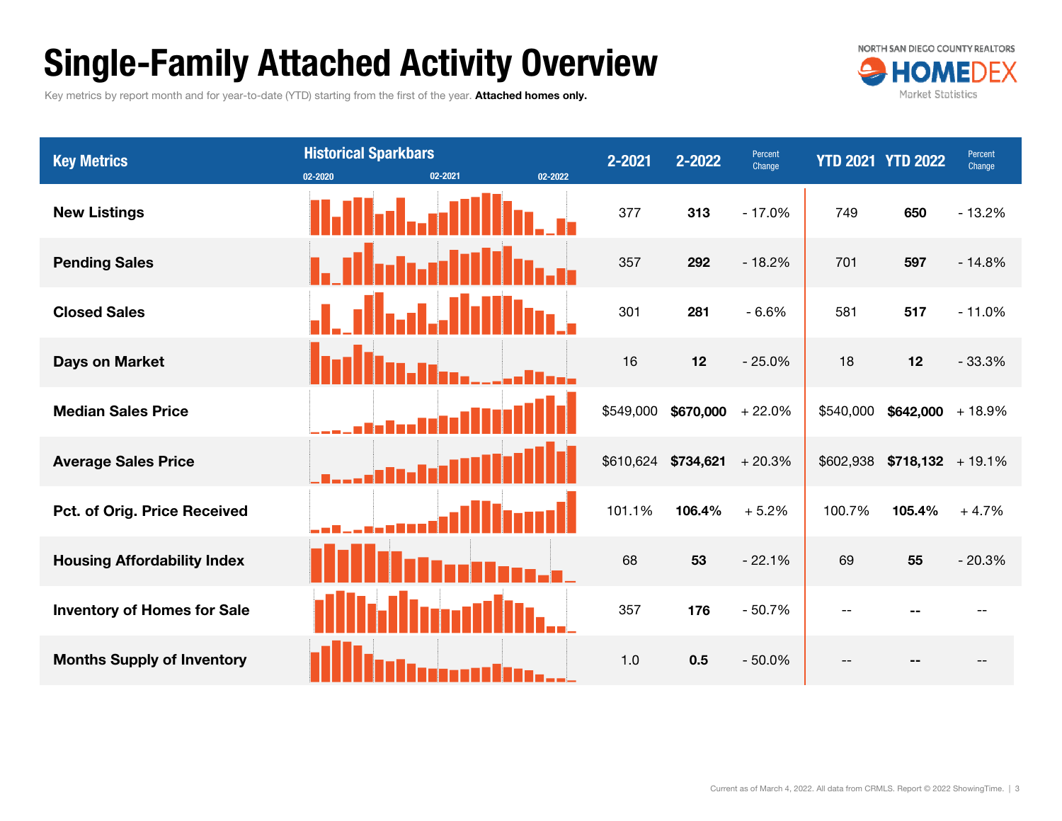# Single-Family Attached Activity Overview

Key metrics by report month and for year-to-date (YTD) starting from the first of the year. **Attached homes only.**

NORTH SAN DIEGO COUNTY REALTORS HOMEDEX Market Statistics

| Key Metrics | Historical Sparkbars (02-2020 / 02-2021 / 02-2022) | 2-2021 | 2-2022 | Percent Change | YTD 2021 | YTD 2022 | Percent Change |
|---|---|---|---|---|---|---|---|
| **New Listings** | | 377 | **313** | - 17.0% | 749 | **650** | - 13.2% |
| **Pending Sales** | | 357 | **292** | - 18.2% | 701 | **597** | - 14.8% |
| **Closed Sales** | | 301 | **281** | - 6.6% | 581 | **517** | - 11.0% |
| **Days on Market** | | 16 | **12** | - 25.0% | 18 | **12** | - 33.3% |
| **Median Sales Price** | | $549,000 | **$670,000** | + 22.0% | $540,000 | **$642,000** | + 18.9% |
| **Average Sales Price** | | $610,624 | **$734,621** | + 20.3% | $602,938 | **$718,132** | + 19.1% |
| **Pct. of Orig. Price Received** | | 101.1% | **106.4%** | + 5.2% | 100.7% | **105.4%** | + 4.7% |
| **Housing Affordability Index** | | 68 | **53** | - 22.1% | 69 | **55** | - 20.3% |
| **Inventory of Homes for Sale** | | 357 | **176** | - 50.7% | -- | **--** | -- |
| **Months Supply of Inventory** | | 1.0 | **0.5** | - 50.0% | -- | **--** | -- |

Current as of March 4, 2022. All data from CRMLS. Report © 2022 ShowingTime.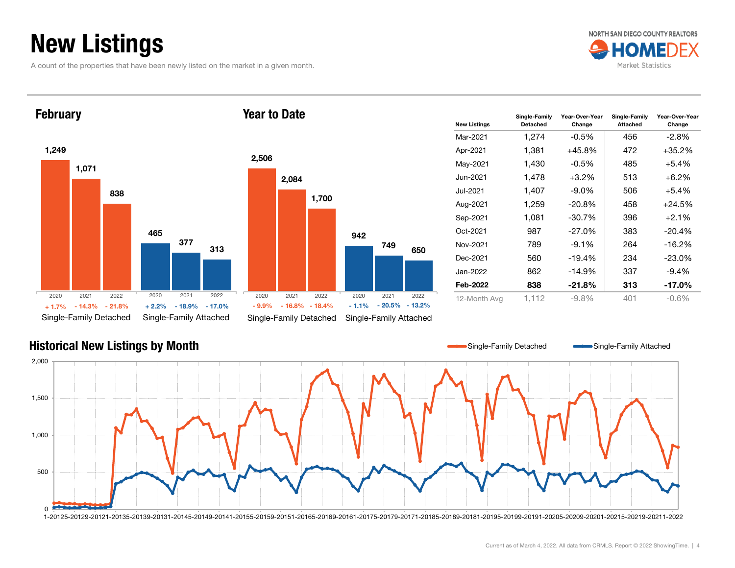# New Listings

A count of the properties that have been newly listed on the market in a given month.

## February

| | 2020 | 2021 | 2022 |
|---|---|---|---|
| Single-Family Detached | 1,249 | 1,071 | 838 |
| Change | + 1.7% | - 14.3% | - 21.8% |
| Single-Family Attached | 465 | 377 | 313 |
| Change | + 2.2% | - 18.9% | - 17.0% |

## Year to Date

| | 2020 | 2021 | 2022 |
|---|---|---|---|
| Single-Family Detached | 2,506 | 2,084 | 1,700 |
| Change | - 9.9% | - 16.8% | - 18.4% |
| Single-Family Attached | 942 | 749 | 650 |
| Change | - 1.1% | - 20.5% | - 13.2% |

| New Listings | Single-Family Detached | Year-Over-Year Change | Single-Family Attached | Year-Over-Year Change |
|---|---|---|---|---|
| Mar-2021 | 1,274 | -0.5% | 456 | -2.8% |
| Apr-2021 | 1,381 | +45.8% | 472 | +35.2% |
| May-2021 | 1,430 | -0.5% | 485 | +5.4% |
| Jun-2021 | 1,478 | +3.2% | 513 | +6.2% |
| Jul-2021 | 1,407 | -9.0% | 506 | +5.4% |
| Aug-2021 | 1,259 | -20.8% | 458 | +24.5% |
| Sep-2021 | 1,081 | -30.7% | 396 | +2.1% |
| Oct-2021 | 987 | -27.0% | 383 | -20.4% |
| Nov-2021 | 789 | -9.1% | 264 | -16.2% |
| Dec-2021 | 560 | -19.4% | 234 | -23.0% |
| Jan-2022 | 862 | -14.9% | 337 | -9.4% |
| **Feb-2022** | **838** | **-21.8%** | **313** | **-17.0%** |
| 12-Month Avg | 1,112 | -9.8% | 401 | -0.6% |

## Historical New Listings by Month

Single-Family Detached — Single-Family Attached

Current as of March 4, 2022. All data from CRMLS. Report © 2022 ShowingTime.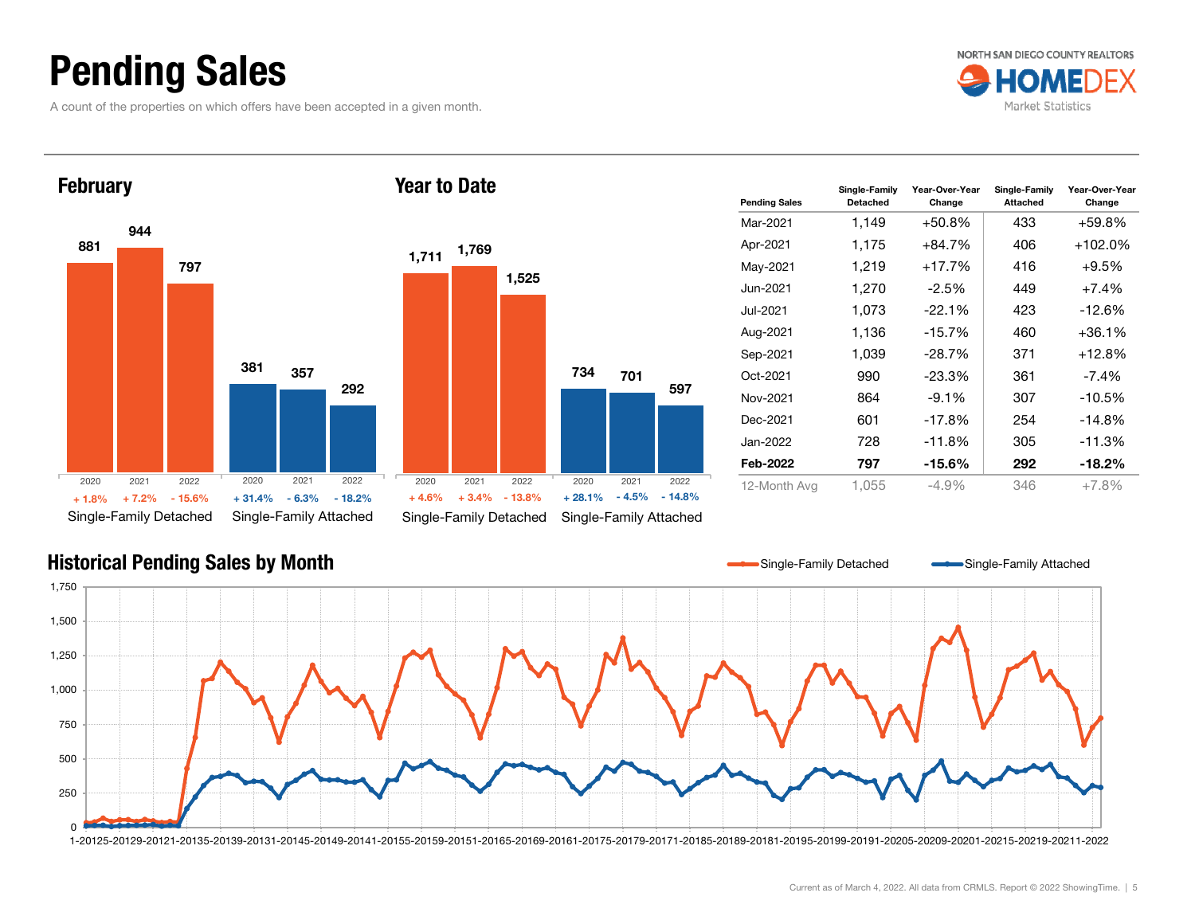# Pending Sales

A count of the properties on which offers have been accepted in a given month.

## February

| | 2020 | 2021 | 2022 |
|---|---|---|---|
| Single-Family Detached | 881 | 944 | 797 |
| Change | + 1.8% | + 7.2% | - 15.6% |
| Single-Family Attached | 381 | 357 | 292 |
| Change | + 31.4% | - 6.3% | - 18.2% |

## Year to Date

| | 2020 | 2021 | 2022 |
|---|---|---|---|
| Single-Family Detached | 1,711 | 1,769 | 1,525 |
| Change | + 4.6% | + 3.4% | - 13.8% |
| Single-Family Attached | 734 | 701 | 597 |
| Change | + 28.1% | - 4.5% | - 14.8% |

| Pending Sales | Single-Family Detached | Year-Over-Year Change | Single-Family Attached | Year-Over-Year Change |
|---|---|---|---|---|
| Mar-2021 | 1,149 | +50.8% | 433 | +59.8% |
| Apr-2021 | 1,175 | +84.7% | 406 | +102.0% |
| May-2021 | 1,219 | +17.7% | 416 | +9.5% |
| Jun-2021 | 1,270 | -2.5% | 449 | +7.4% |
| Jul-2021 | 1,073 | -22.1% | 423 | -12.6% |
| Aug-2021 | 1,136 | -15.7% | 460 | +36.1% |
| Sep-2021 | 1,039 | -28.7% | 371 | +12.8% |
| Oct-2021 | 990 | -23.3% | 361 | -7.4% |
| Nov-2021 | 864 | -9.1% | 307 | -10.5% |
| Dec-2021 | 601 | -17.8% | 254 | -14.8% |
| Jan-2022 | 728 | -11.8% | 305 | -11.3% |
| **Feb-2022** | **797** | **-15.6%** | **292** | **-18.2%** |
| 12-Month Avg | 1,055 | -4.9% | 346 | +7.8% |

## Historical Pending Sales by Month

Single-Family Detached — Single-Family Attached

Current as of March 4, 2022. All data from CRMLS. Report © 2022 ShowingTime.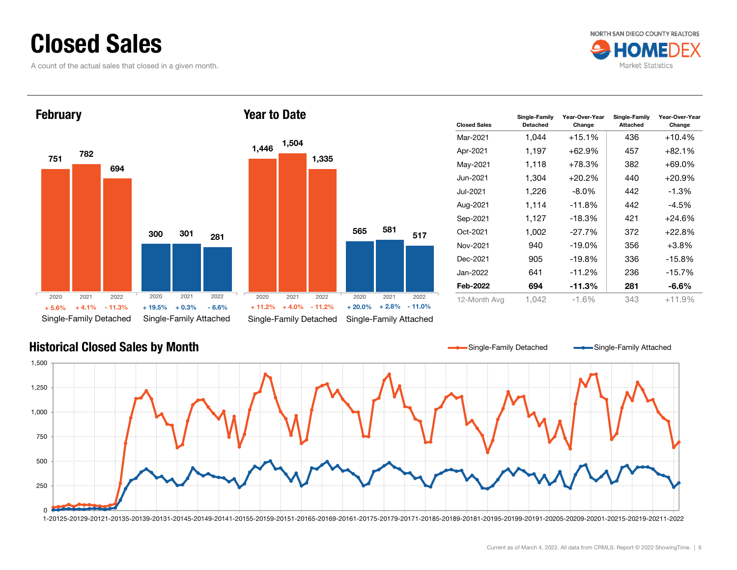# Closed Sales

A count of the actual sales that closed in a given month.

## February

| | 2020 | 2021 | 2022 |
|---|---|---|---|
| Single-Family Detached | 751 | 782 | 694 |
| Change | + 5.6% | + 4.1% | - 11.3% |
| Single-Family Attached | 300 | 301 | 281 |
| Change | + 19.5% | + 0.3% | - 6.6% |

## Year to Date

| | 2020 | 2021 | 2022 |
|---|---|---|---|
| Single-Family Detached | 1,446 | 1,504 | 1,335 |
| Change | + 11.2% | + 4.0% | - 11.2% |
| Single-Family Attached | 565 | 581 | 517 |
| Change | + 20.0% | + 2.8% | - 11.0% |

| Closed Sales | Single-Family Detached | Year-Over-Year Change | Single-Family Attached | Year-Over-Year Change |
|---|---|---|---|---|
| Mar-2021 | 1,044 | +15.1% | 436 | +10.4% |
| Apr-2021 | 1,197 | +62.9% | 457 | +82.1% |
| May-2021 | 1,118 | +78.3% | 382 | +69.0% |
| Jun-2021 | 1,304 | +20.2% | 440 | +20.9% |
| Jul-2021 | 1,226 | -8.0% | 442 | -1.3% |
| Aug-2021 | 1,114 | -11.8% | 442 | -4.5% |
| Sep-2021 | 1,127 | -18.3% | 421 | +24.6% |
| Oct-2021 | 1,002 | -27.7% | 372 | +22.8% |
| Nov-2021 | 940 | -19.0% | 356 | +3.8% |
| Dec-2021 | 905 | -19.8% | 336 | -15.8% |
| Jan-2022 | 641 | -11.2% | 236 | -15.7% |
| **Feb-2022** | **694** | **-11.3%** | **281** | **-6.6%** |
| 12-Month Avg | 1,042 | -1.6% | 343 | +11.9% |

## Historical Closed Sales by Month

Single-Family Detached — Single-Family Attached

Current as of March 4, 2022. All data from CRMLS. Report © 2022 ShowingTime.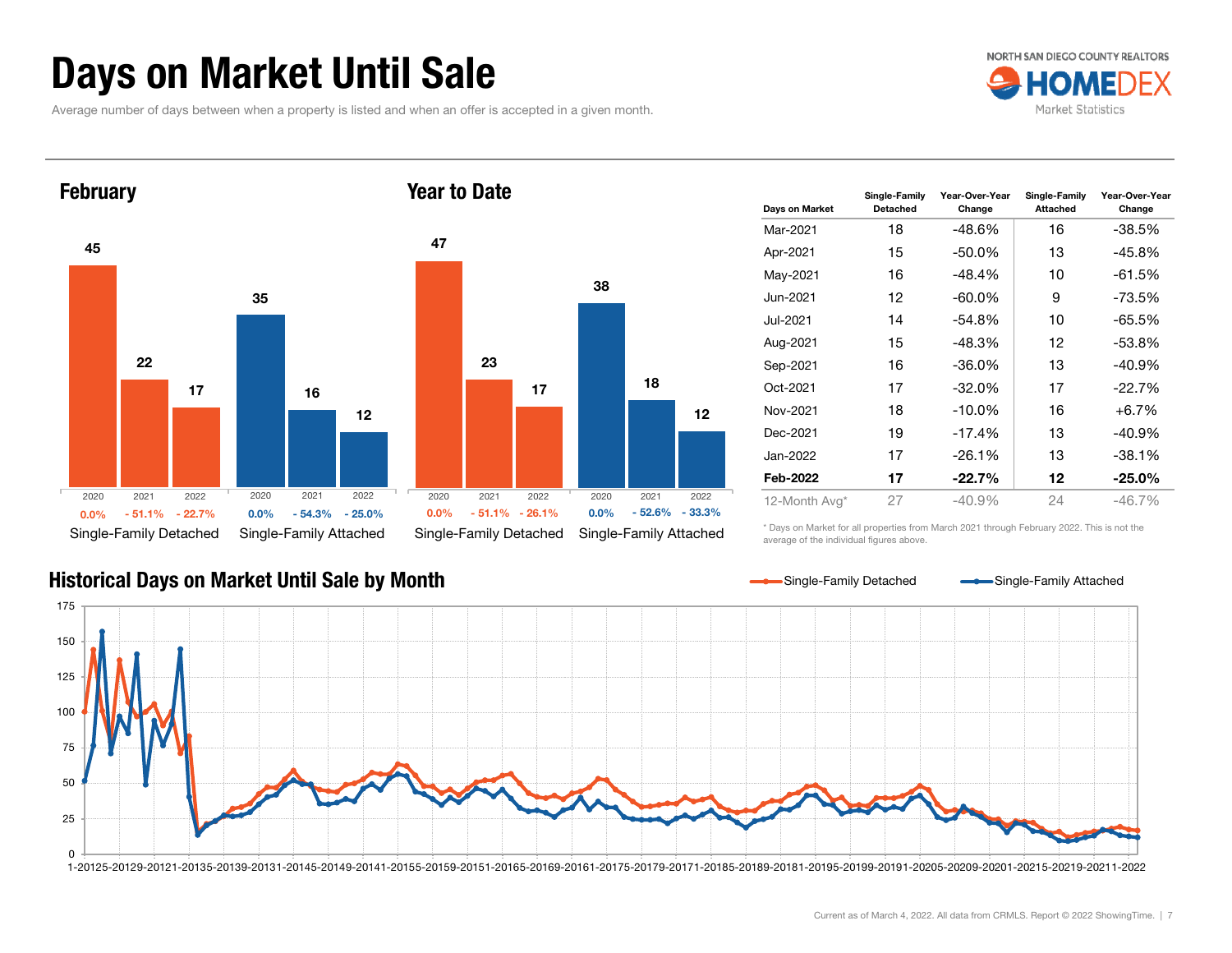# Days on Market Until Sale

Average number of days between when a property is listed and when an offer is accepted in a given month.

NORTH SAN DIEGO COUNTY REALTORS HOMEDEX Market Statistics

## February

| | 2020 | 2021 | 2022 |
|---|---|---|---|
| Single-Family Detached | 45 | 22 | 17 |
| Change | 0.0% | - 51.1% | - 22.7% |
| Single-Family Attached | 35 | 16 | 12 |
| Change | 0.0% | - 54.3% | - 25.0% |

## Year to Date

| | 2020 | 2021 | 2022 |
|---|---|---|---|
| Single-Family Detached | 47 | 23 | 17 |
| Change | 0.0% | - 51.1% | - 26.1% |
| Single-Family Attached | 38 | 18 | 12 |
| Change | 0.0% | - 52.6% | - 33.3% |

| Days on Market | Single-Family Detached | Year-Over-Year Change | Single-Family Attached | Year-Over-Year Change |
|---|---|---|---|---|
| Mar-2021 | 18 | -48.6% | 16 | -38.5% |
| Apr-2021 | 15 | -50.0% | 13 | -45.8% |
| May-2021 | 16 | -48.4% | 10 | -61.5% |
| Jun-2021 | 12 | -60.0% | 9 | -73.5% |
| Jul-2021 | 14 | -54.8% | 10 | -65.5% |
| Aug-2021 | 15 | -48.3% | 12 | -53.8% |
| Sep-2021 | 16 | -36.0% | 13 | -40.9% |
| Oct-2021 | 17 | -32.0% | 17 | -22.7% |
| Nov-2021 | 18 | -10.0% | 16 | +6.7% |
| Dec-2021 | 19 | -17.4% | 13 | -40.9% |
| Jan-2022 | 17 | -26.1% | 13 | -38.1% |
| **Feb-2022** | **17** | **-22.7%** | **12** | **-25.0%** |
| 12-Month Avg* | 27 | -40.9% | 24 | -46.7% |

\* Days on Market for all properties from March 2021 through February 2022. This is not the average of the individual figures above.

## Historical Days on Market Until Sale by Month

Single-Family Detached — Single-Family Attached

Current as of March 4, 2022. All data from CRMLS. Report © 2022 ShowingTime.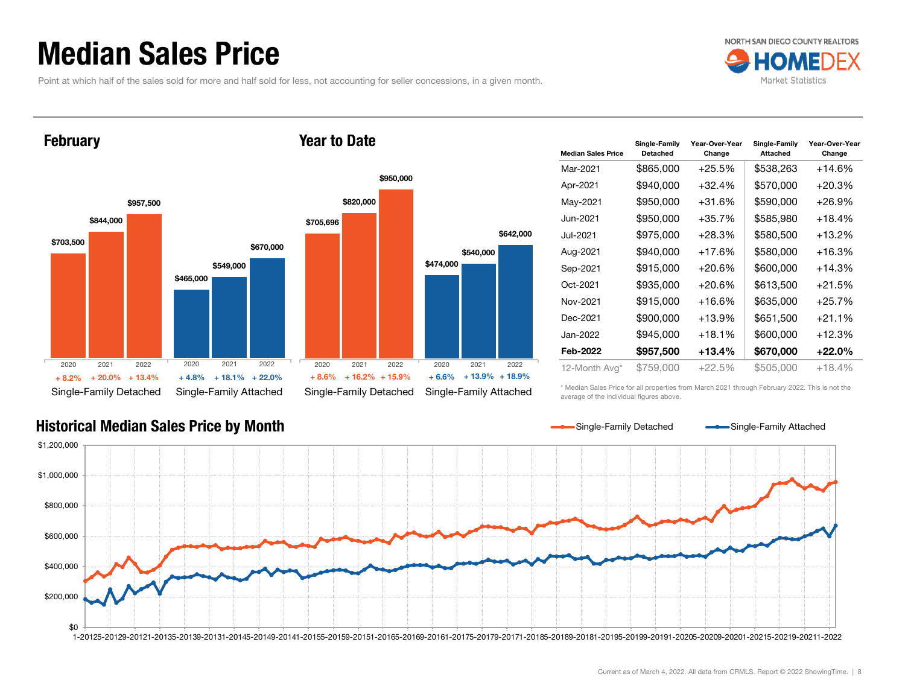# Median Sales Price

Point at which half of the sales sold for more and half sold for less, not accounting for seller concessions, in a given month.

NORTH SAN DIEGO COUNTY REALTORS HOMEDEX Market Statistics

## February

| | 2020 | 2021 | 2022 |
|---|---|---|---|
| Single-Family Detached | $703,500 | $844,000 | $957,500 |
| Change | + 8.2% | + 20.0% | + 13.4% |
| Single-Family Attached | $465,000 | $549,000 | $670,000 |
| Change | + 4.8% | + 18.1% | + 22.0% |

## Year to Date

| | 2020 | 2021 | 2022 |
|---|---|---|---|
| Single-Family Detached | $705,696 | $820,000 | $950,000 |
| Change | + 8.6% | + 16.2% | + 15.9% |
| Single-Family Attached | $474,000 | $540,000 | $642,000 |
| Change | + 6.6% | + 13.9% | + 18.9% |

| Median Sales Price | Single-Family Detached | Year-Over-Year Change | Single-Family Attached | Year-Over-Year Change |
|---|---|---|---|---|
| Mar-2021 | $865,000 | +25.5% | $538,263 | +14.6% |
| Apr-2021 | $940,000 | +32.4% | $570,000 | +20.3% |
| May-2021 | $950,000 | +31.6% | $590,000 | +26.9% |
| Jun-2021 | $950,000 | +35.7% | $585,980 | +18.4% |
| Jul-2021 | $975,000 | +28.3% | $580,500 | +13.2% |
| Aug-2021 | $940,000 | +17.6% | $580,000 | +16.3% |
| Sep-2021 | $915,000 | +20.6% | $600,000 | +14.3% |
| Oct-2021 | $935,000 | +20.6% | $613,500 | +21.5% |
| Nov-2021 | $915,000 | +16.6% | $635,000 | +25.7% |
| Dec-2021 | $900,000 | +13.9% | $651,500 | +21.1% |
| Jan-2022 | $945,000 | +18.1% | $600,000 | +12.3% |
| **Feb-2022** | **$957,500** | **+13.4%** | **$670,000** | **+22.0%** |
| 12-Month Avg* | $759,000 | +22.5% | $505,000 | +18.4% |

\* Median Sales Price for all properties from March 2021 through February 2022. This is not the average of the individual figures above.

## Historical Median Sales Price by Month

Single-Family Detached — Single-Family Attached

Current as of March 4, 2022. All data from CRMLS. Report © 2022 ShowingTime.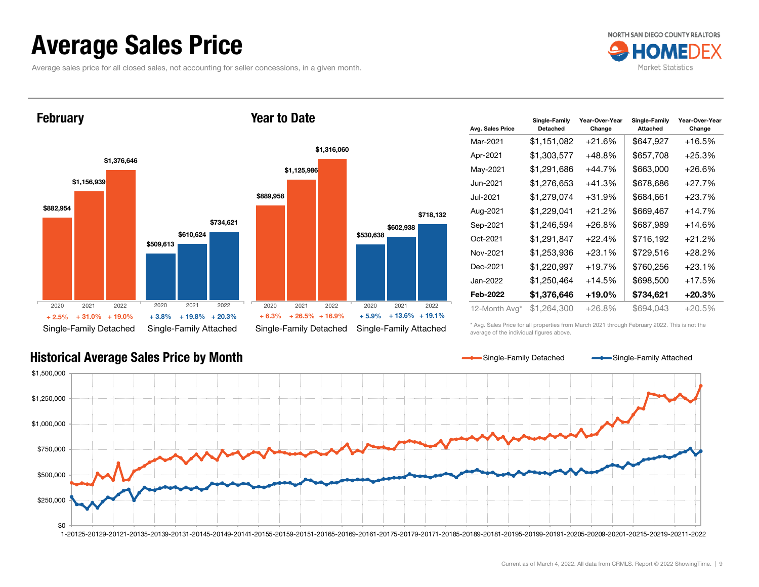# Average Sales Price

Average sales price for all closed sales, not accounting for seller concessions, in a given month.

NORTH SAN DIEGO COUNTY REALTORS HOMEDEX Market Statistics

## February

| | 2020 | 2021 | 2022 |
|---|---|---|---|
| Single-Family Detached | $882,954 (+ 2.5%) | $1,156,939 (+ 31.0%) | $1,376,646 (+ 19.0%) |
| Single-Family Attached | $509,613 (+ 3.8%) | $610,624 (+ 19.8%) | $734,621 (+ 20.3%) |

## Year to Date

| | 2020 | 2021 | 2022 |
|---|---|---|---|
| Single-Family Detached | $889,958 (+ 6.3%) | $1,125,986 (+ 26.5%) | $1,316,060 (+ 16.9%) |
| Single-Family Attached | $530,638 (+ 5.9%) | $602,938 (+ 13.6%) | $718,132 (+ 19.1%) |

| Avg. Sales Price | Single-Family Detached | Year-Over-Year Change | Single-Family Attached | Year-Over-Year Change |
|---|---|---|---|---|
| Mar-2021 | $1,151,082 | +21.6% | $647,927 | +16.5% |
| Apr-2021 | $1,303,577 | +48.8% | $657,708 | +25.3% |
| May-2021 | $1,291,686 | +44.7% | $663,000 | +26.6% |
| Jun-2021 | $1,276,653 | +41.3% | $678,686 | +27.7% |
| Jul-2021 | $1,279,074 | +31.9% | $684,661 | +23.7% |
| Aug-2021 | $1,229,041 | +21.2% | $669,467 | +14.7% |
| Sep-2021 | $1,246,594 | +26.8% | $687,989 | +14.6% |
| Oct-2021 | $1,291,847 | +22.4% | $716,192 | +21.2% |
| Nov-2021 | $1,253,936 | +23.1% | $729,516 | +28.2% |
| Dec-2021 | $1,220,997 | +19.7% | $760,256 | +23.1% |
| Jan-2022 | $1,250,464 | +14.5% | $698,500 | +17.5% |
| **Feb-2022** | **$1,376,646** | **+19.0%** | **$734,621** | **+20.3%** |
| 12-Month Avg* | $1,264,300 | +26.8% | $694,043 | +20.5% |

\* Avg. Sales Price for all properties from March 2021 through February 2022. This is not the average of the individual figures above.

## Historical Average Sales Price by Month

Single-Family Detached — Single-Family Attached

Current as of March 4, 2022. All data from CRMLS. Report © 2022 ShowingTime.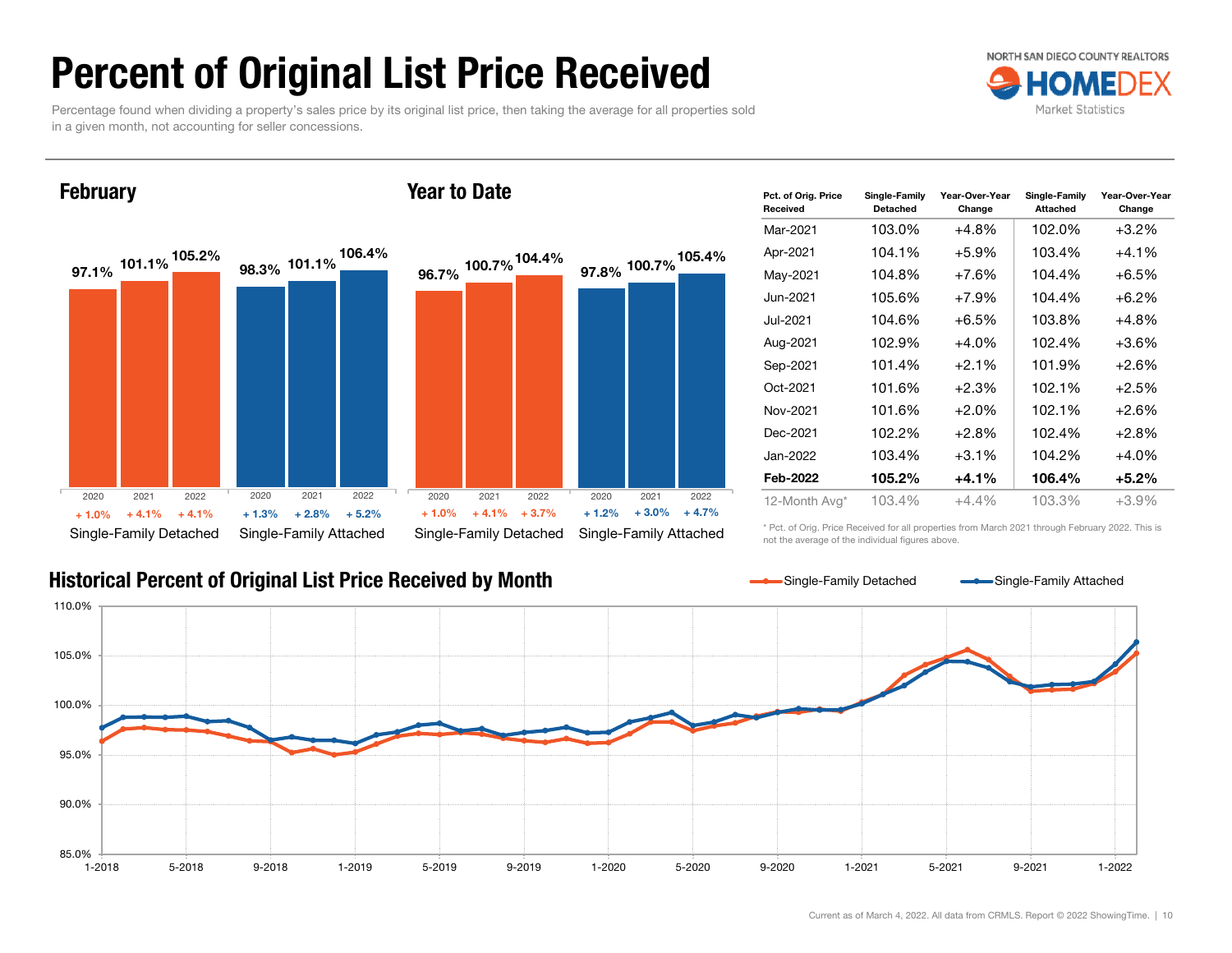# Percent of Original List Price Received

Percentage found when dividing a property's sales price by its original list price, then taking the average for all properties sold in a given month, not accounting for seller concessions.

NORTH SAN DIEGO COUNTY REALTORS HOMEDEX Market Statistics

## February

| | 2020 | 2021 | 2022 |
|---|---|---|---|
| Single-Family Detached | 97.1% (+ 1.0%) | 101.1% (+ 4.1%) | 105.2% (+ 4.1%) |
| Single-Family Attached | 98.3% (+ 1.3%) | 101.1% (+ 2.8%) | 106.4% (+ 5.2%) |

## Year to Date

| | 2020 | 2021 | 2022 |
|---|---|---|---|
| Single-Family Detached | 96.7% (+ 1.0%) | 100.7% (+ 4.1%) | 104.4% (+ 3.7%) |
| Single-Family Attached | 97.8% (+ 1.2%) | 100.7% (+ 3.0%) | 105.4% (+ 4.7%) |

| Pct. of Orig. Price Received | Single-Family Detached | Year-Over-Year Change | Single-Family Attached | Year-Over-Year Change |
|---|---|---|---|---|
| Mar-2021 | 103.0% | +4.8% | 102.0% | +3.2% |
| Apr-2021 | 104.1% | +5.9% | 103.4% | +4.1% |
| May-2021 | 104.8% | +7.6% | 104.4% | +6.5% |
| Jun-2021 | 105.6% | +7.9% | 104.4% | +6.2% |
| Jul-2021 | 104.6% | +6.5% | 103.8% | +4.8% |
| Aug-2021 | 102.9% | +4.0% | 102.4% | +3.6% |
| Sep-2021 | 101.4% | +2.1% | 101.9% | +2.6% |
| Oct-2021 | 101.6% | +2.3% | 102.1% | +2.5% |
| Nov-2021 | 101.6% | +2.0% | 102.1% | +2.6% |
| Dec-2021 | 102.2% | +2.8% | 102.4% | +2.8% |
| Jan-2022 | 103.4% | +3.1% | 104.2% | +4.0% |
| **Feb-2022** | **105.2%** | **+4.1%** | **106.4%** | **+5.2%** |
| 12-Month Avg* | 103.4% | +4.4% | 103.3% | +3.9% |

\* Pct. of Orig. Price Received for all properties from March 2021 through February 2022. This is not the average of the individual figures above.

## Historical Percent of Original List Price Received by Month

Single-Family Detached — Single-Family Attached

(Line chart, y-axis 85.0% to 110.0%, x-axis 1-2018 to 1-2022)

Current as of March 4, 2022. All data from CRMLS. Report © 2022 ShowingTime.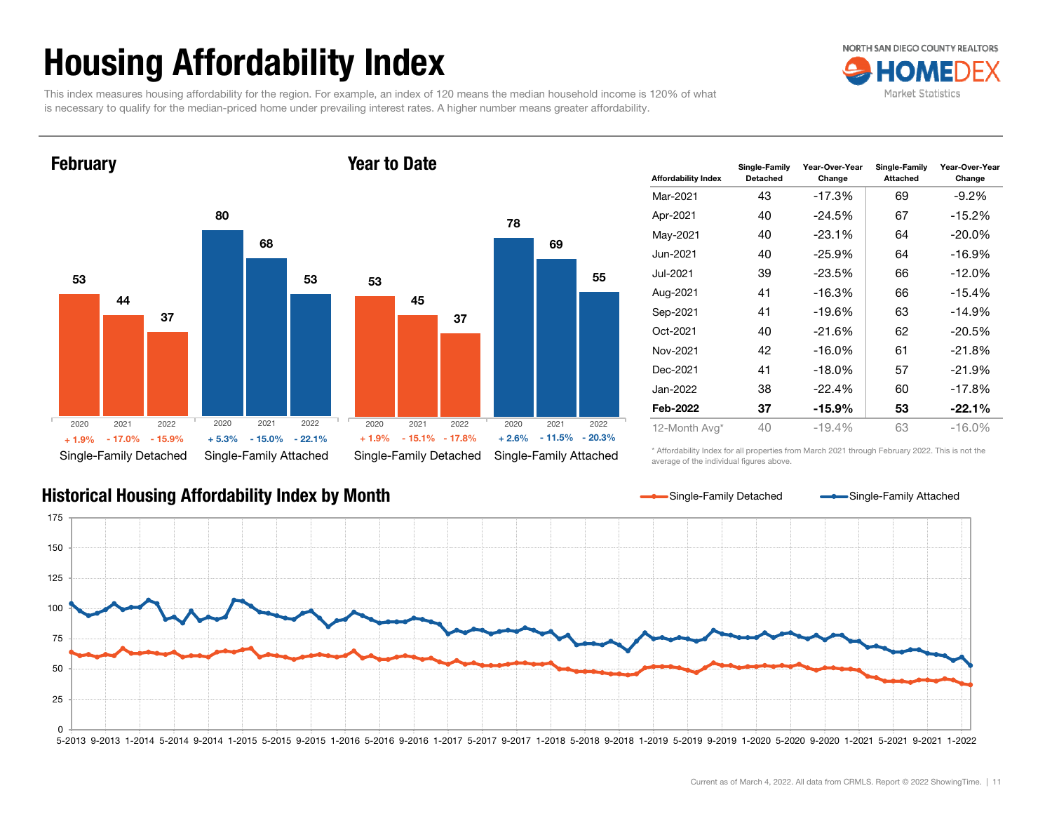# Housing Affordability Index

This index measures housing affordability for the region. For example, an index of 120 means the median household income is 120% of what is necessary to qualify for the median-priced home under prevailing interest rates. A higher number means greater affordability.

NORTH SAN DIEGO COUNTY REALTORS HOMEDEX Market Statistics

## February

| | 2020 | 2021 | 2022 |
|---|---|---|---|
| Single-Family Detached | 53 | 44 | 37 |
| Change | + 1.9% | - 17.0% | - 15.9% |
| Single-Family Attached | 80 | 68 | 53 |
| Change | + 5.3% | - 15.0% | - 22.1% |

## Year to Date

| | 2020 | 2021 | 2022 |
|---|---|---|---|
| Single-Family Detached | 53 | 45 | 37 |
| Change | + 1.9% | - 15.1% | - 17.8% |
| Single-Family Attached | 78 | 69 | 55 |
| Change | + 2.6% | - 11.5% | - 20.3% |

| Affordability Index | Single-Family Detached | Year-Over-Year Change | Single-Family Attached | Year-Over-Year Change |
|---|---|---|---|---|
| Mar-2021 | 43 | -17.3% | 69 | -9.2% |
| Apr-2021 | 40 | -24.5% | 67 | -15.2% |
| May-2021 | 40 | -23.1% | 64 | -20.0% |
| Jun-2021 | 40 | -25.9% | 64 | -16.9% |
| Jul-2021 | 39 | -23.5% | 66 | -12.0% |
| Aug-2021 | 41 | -16.3% | 66 | -15.4% |
| Sep-2021 | 41 | -19.6% | 63 | -14.9% |
| Oct-2021 | 40 | -21.6% | 62 | -20.5% |
| Nov-2021 | 42 | -16.0% | 61 | -21.8% |
| Dec-2021 | 41 | -18.0% | 57 | -21.9% |
| Jan-2022 | 38 | -22.4% | 60 | -17.8% |
| **Feb-2022** | **37** | **-15.9%** | **53** | **-22.1%** |
| 12-Month Avg* | 40 | -19.4% | 63 | -16.0% |

\* Affordability Index for all properties from March 2021 through February 2022. This is not the average of the individual figures above.

## Historical Housing Affordability Index by Month

Single-Family Detached — Single-Family Attached

Current as of March 4, 2022. All data from CRMLS. Report © 2022 ShowingTime.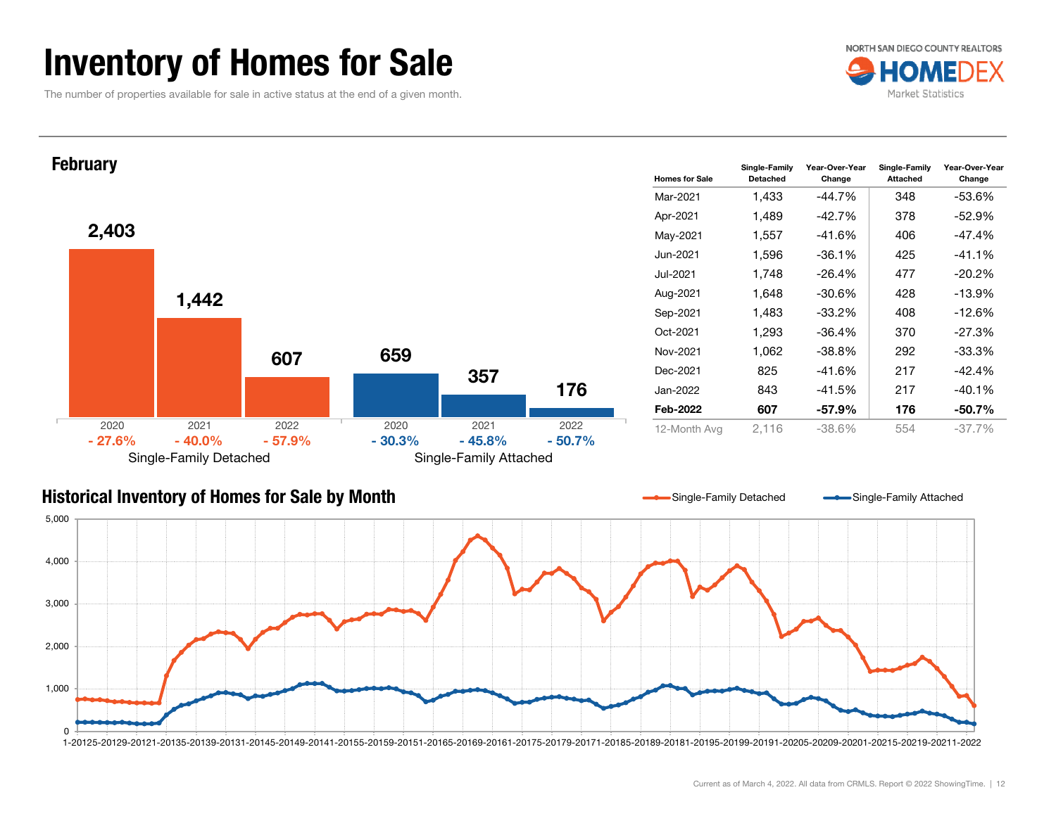# Inventory of Homes for Sale

The number of properties available for sale in active status at the end of a given month.

NORTH SAN DIEGO COUNTY REALTORS HOMEDEX Market Statistics

## February

| | 2020 | 2021 | 2022 |
|---|---|---|---|
| Single-Family Detached | 2,403 (- 27.6%) | 1,442 (- 40.0%) | 607 (- 57.9%) |
| Single-Family Attached | 659 (- 30.3%) | 357 (- 45.8%) | 176 (- 50.7%) |

| Homes for Sale | Single-Family Detached | Year-Over-Year Change | Single-Family Attached | Year-Over-Year Change |
|---|---|---|---|---|
| Mar-2021 | 1,433 | -44.7% | 348 | -53.6% |
| Apr-2021 | 1,489 | -42.7% | 378 | -52.9% |
| May-2021 | 1,557 | -41.6% | 406 | -47.4% |
| Jun-2021 | 1,596 | -36.1% | 425 | -41.1% |
| Jul-2021 | 1,748 | -26.4% | 477 | -20.2% |
| Aug-2021 | 1,648 | -30.6% | 428 | -13.9% |
| Sep-2021 | 1,483 | -33.2% | 408 | -12.6% |
| Oct-2021 | 1,293 | -36.4% | 370 | -27.3% |
| Nov-2021 | 1,062 | -38.8% | 292 | -33.3% |
| Dec-2021 | 825 | -41.6% | 217 | -42.4% |
| Jan-2022 | 843 | -41.5% | 217 | -40.1% |
| **Feb-2022** | **607** | **-57.9%** | **176** | **-50.7%** |
| 12-Month Avg | 2,116 | -38.6% | 554 | -37.7% |

## Historical Inventory of Homes for Sale by Month

Single-Family Detached — Single-Family Attached

Current as of March 4, 2022. All data from CRMLS. Report © 2022 ShowingTime.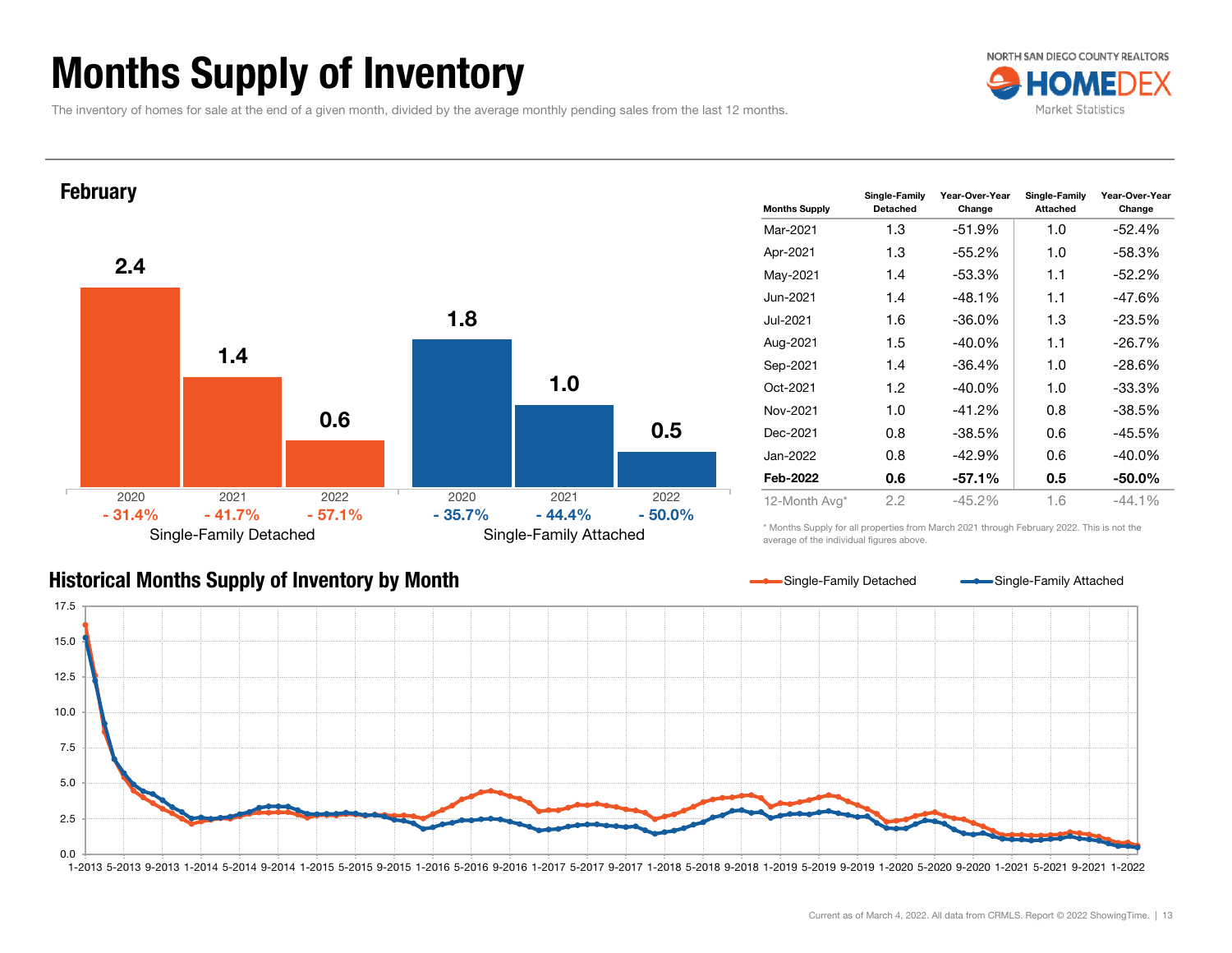# Months Supply of Inventory

The inventory of homes for sale at the end of a given month, divided by the average monthly pending sales from the last 12 months.

NORTH SAN DIEGO COUNTY REALTORS HOMEDEX Market Statistics

## February

2.4
1.4
0.6
2020 2021 2022
- 31.4% - 41.7% - 57.1%
Single-Family Detached

1.8
1.0
0.5
2020 2021 2022
- 35.7% - 44.4% - 50.0%
Single-Family Attached

| Months Supply | Single-Family Detached | Year-Over-Year Change | Single-Family Attached | Year-Over-Year Change |
|---|---|---|---|---|
| Mar-2021 | 1.3 | -51.9% | 1.0 | -52.4% |
| Apr-2021 | 1.3 | -55.2% | 1.0 | -58.3% |
| May-2021 | 1.4 | -53.3% | 1.1 | -52.2% |
| Jun-2021 | 1.4 | -48.1% | 1.1 | -47.6% |
| Jul-2021 | 1.6 | -36.0% | 1.3 | -23.5% |
| Aug-2021 | 1.5 | -40.0% | 1.1 | -26.7% |
| Sep-2021 | 1.4 | -36.4% | 1.0 | -28.6% |
| Oct-2021 | 1.2 | -40.0% | 1.0 | -33.3% |
| Nov-2021 | 1.0 | -41.2% | 0.8 | -38.5% |
| Dec-2021 | 0.8 | -38.5% | 0.6 | -45.5% |
| Jan-2022 | 0.8 | -42.9% | 0.6 | -40.0% |
| **Feb-2022** | **0.6** | **-57.1%** | **0.5** | **-50.0%** |
| 12-Month Avg* | 2.2 | -45.2% | 1.6 | -44.1% |

\* Months Supply for all properties from March 2021 through February 2022. This is not the average of the individual figures above.

## Historical Months Supply of Inventory by Month

Single-Family Detached
Single-Family Attached

17.5
15.0
12.5
10.0
7.5
5.0
2.5
0.0

1-2013 5-2013 9-2013 1-2014 5-2014 9-2014 1-2015 5-2015 9-2015 1-2016 5-2016 9-2016 1-2017 5-2017 9-2017 1-2018 5-2018 9-2018 1-2019 5-2019 9-2019 1-2020 5-2020 9-2020 1-2021 5-2021 9-2021 1-2022

Current as of March 4, 2022. All data from CRMLS. Report © 2022 ShowingTime.